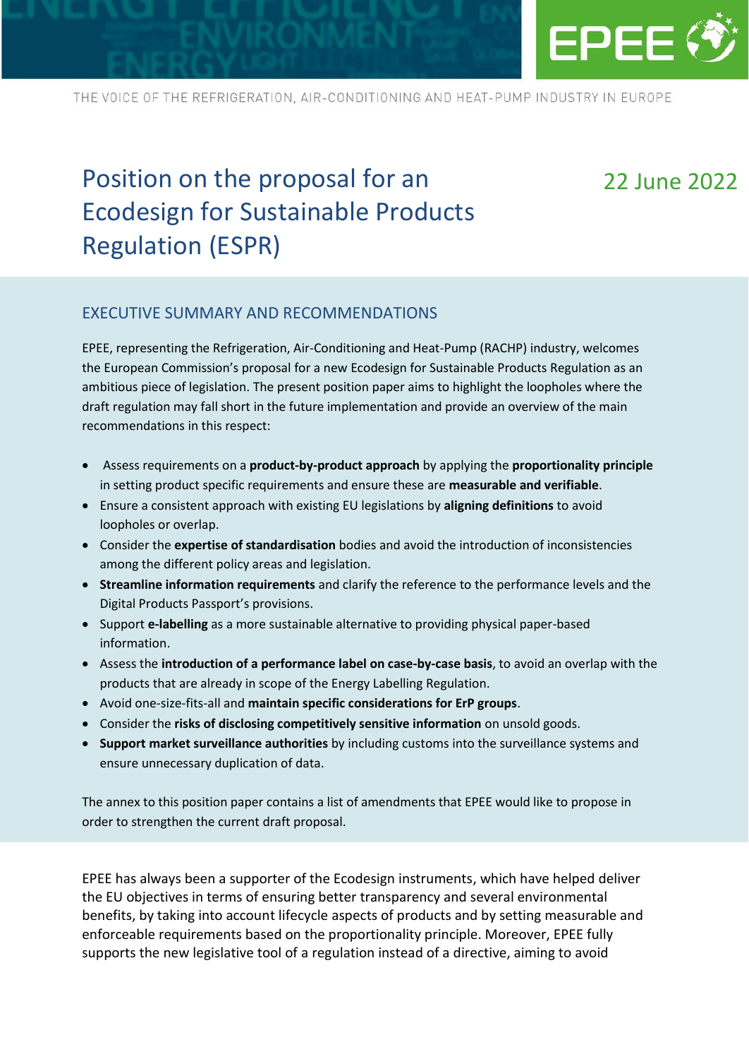THE VOICE OF THE REFRIGERATION, AIR-CONDITIONING AND HEAT-PUMP INDUSTRY IN EUROPE

# Position on the proposal for an Ecodesign for Sustainable Products Regulation (ESPR)

22 June 2022

## EXECUTIVE SUMMARY AND RECOMMENDATIONS

EPEE, representing the Refrigeration, Air-Conditioning and Heat-Pump (RACHP) industry, welcomes the European Commission's proposal for a new Ecodesign for Sustainable Products Regulation as an ambitious piece of legislation. The present position paper aims to highlight the loopholes where the draft regulation may fall short in the future implementation and provide an overview of the main recommendations in this respect:

- Assess requirements on a **product-by-product approach** by applying the **proportionality principle** in setting product specific requirements and ensure these are **measurable and verifiable**.
- Ensure a consistent approach with existing EU legislations by **aligning definitions** to avoid loopholes or overlap.
- Consider the **expertise of standardisation** bodies and avoid the introduction of inconsistencies among the different policy areas and legislation.
- **Streamline information requirements** and clarify the reference to the performance levels and the Digital Products Passport's provisions.
- Support **e-labelling** as a more sustainable alternative to providing physical paper-based information.
- Assess the **introduction of a performance label on case-by-case basis**, to avoid an overlap with the products that are already in scope of the Energy Labelling Regulation.
- Avoid one-size-fits-all and **maintain specific considerations for ErP groups**.
- Consider the **risks of disclosing competitively sensitive information** on unsold goods.
- **Support market surveillance authorities** by including customs into the surveillance systems and ensure unnecessary duplication of data.

The annex to this position paper contains a list of amendments that EPEE would like to propose in order to strengthen the current draft proposal.

EPEE has always been a supporter of the Ecodesign instruments, which have helped deliver the EU objectives in terms of ensuring better transparency and several environmental benefits, by taking into account lifecycle aspects of products and by setting measurable and enforceable requirements based on the proportionality principle. Moreover, EPEE fully supports the new legislative tool of a regulation instead of a directive, aiming to avoid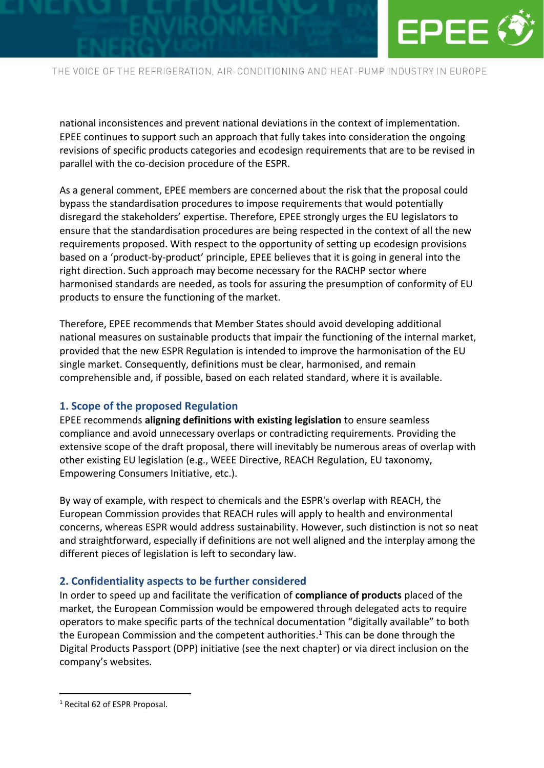national inconsistences and prevent national deviations in the context of implementation. EPEE continues to support such an approach that fully takes into consideration the ongoing revisions of specific products categories and ecodesign requirements that are to be revised in parallel with the co-decision procedure of the ESPR.

As a general comment, EPEE members are concerned about the risk that the proposal could bypass the standardisation procedures to impose requirements that would potentially disregard the stakeholders' expertise. Therefore, EPEE strongly urges the EU legislators to ensure that the standardisation procedures are being respected in the context of all the new requirements proposed. With respect to the opportunity of setting up ecodesign provisions based on a 'product-by-product' principle, EPEE believes that it is going in general into the right direction. Such approach may become necessary for the RACHP sector where harmonised standards are needed, as tools for assuring the presumption of conformity of EU products to ensure the functioning of the market.

Therefore, EPEE recommends that Member States should avoid developing additional national measures on sustainable products that impair the functioning of the internal market, provided that the new ESPR Regulation is intended to improve the harmonisation of the EU single market. Consequently, definitions must be clear, harmonised, and remain comprehensible and, if possible, based on each related standard, where it is available.

## 1. Scope of the proposed Regulation

EPEE recommends **aligning definitions with existing legislation** to ensure seamless compliance and avoid unnecessary overlaps or contradicting requirements. Providing the extensive scope of the draft proposal, there will inevitably be numerous areas of overlap with other existing EU legislation (e.g., WEEE Directive, REACH Regulation, EU taxonomy, Empowering Consumers Initiative, etc.).

By way of example, with respect to chemicals and the ESPR's overlap with REACH, the European Commission provides that REACH rules will apply to health and environmental concerns, whereas ESPR would address sustainability. However, such distinction is not so neat and straightforward, especially if definitions are not well aligned and the interplay among the different pieces of legislation is left to secondary law.

## 2. Confidentiality aspects to be further considered

In order to speed up and facilitate the verification of **compliance of products** placed of the market, the European Commission would be empowered through delegated acts to require operators to make specific parts of the technical documentation "digitally available" to both the European Commission and the competent authorities.[1] This can be done through the Digital Products Passport (DPP) initiative (see the next chapter) or via direct inclusion on the company's websites.

[1] Recital 62 of ESPR Proposal.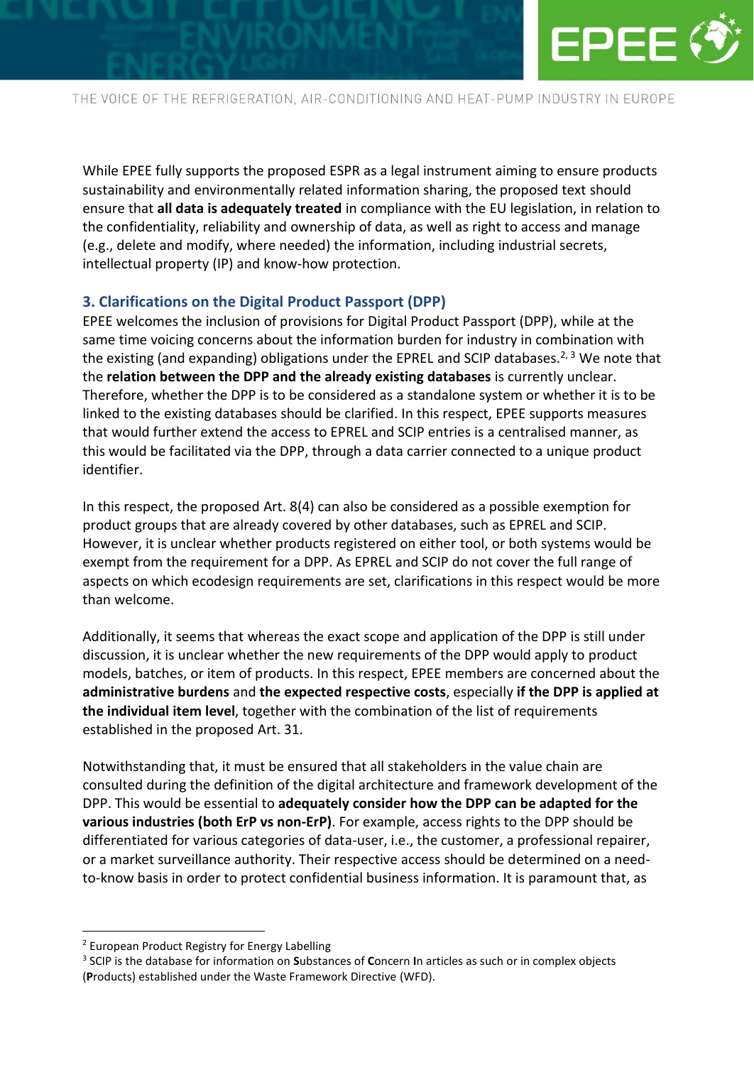While EPEE fully supports the proposed ESPR as a legal instrument aiming to ensure products sustainability and environmentally related information sharing, the proposed text should ensure that **all data is adequately treated** in compliance with the EU legislation, in relation to the confidentiality, reliability and ownership of data, as well as right to access and manage (e.g., delete and modify, where needed) the information, including industrial secrets, intellectual property (IP) and know-how protection.

### 3. Clarifications on the Digital Product Passport (DPP)

EPEE welcomes the inclusion of provisions for Digital Product Passport (DPP), while at the same time voicing concerns about the information burden for industry in combination with the existing (and expanding) obligations under the EPREL and SCIP databases.[2, 3] We note that the **relation between the DPP and the already existing databases** is currently unclear. Therefore, whether the DPP is to be considered as a standalone system or whether it is to be linked to the existing databases should be clarified. In this respect, EPEE supports measures that would further extend the access to EPREL and SCIP entries is a centralised manner, as this would be facilitated via the DPP, through a data carrier connected to a unique product identifier.

In this respect, the proposed Art. 8(4) can also be considered as a possible exemption for product groups that are already covered by other databases, such as EPREL and SCIP. However, it is unclear whether products registered on either tool, or both systems would be exempt from the requirement for a DPP. As EPREL and SCIP do not cover the full range of aspects on which ecodesign requirements are set, clarifications in this respect would be more than welcome.

Additionally, it seems that whereas the exact scope and application of the DPP is still under discussion, it is unclear whether the new requirements of the DPP would apply to product models, batches, or item of products. In this respect, EPEE members are concerned about the **administrative burdens** and **the expected respective costs**, especially **if the DPP is applied at the individual item level**, together with the combination of the list of requirements established in the proposed Art. 31.

Notwithstanding that, it must be ensured that all stakeholders in the value chain are consulted during the definition of the digital architecture and framework development of the DPP. This would be essential to **adequately consider how the DPP can be adapted for the various industries (both ErP vs non-ErP)**. For example, access rights to the DPP should be differentiated for various categories of data-user, i.e., the customer, a professional repairer, or a market surveillance authority. Their respective access should be determined on a need-to-know basis in order to protect confidential business information. It is paramount that, as

[2] European Product Registry for Energy Labelling

[3] SCIP is the database for information on **S**ubstances of **C**oncern **I**n articles as such or in complex objects (**P**roducts) established under the Waste Framework Directive (WFD).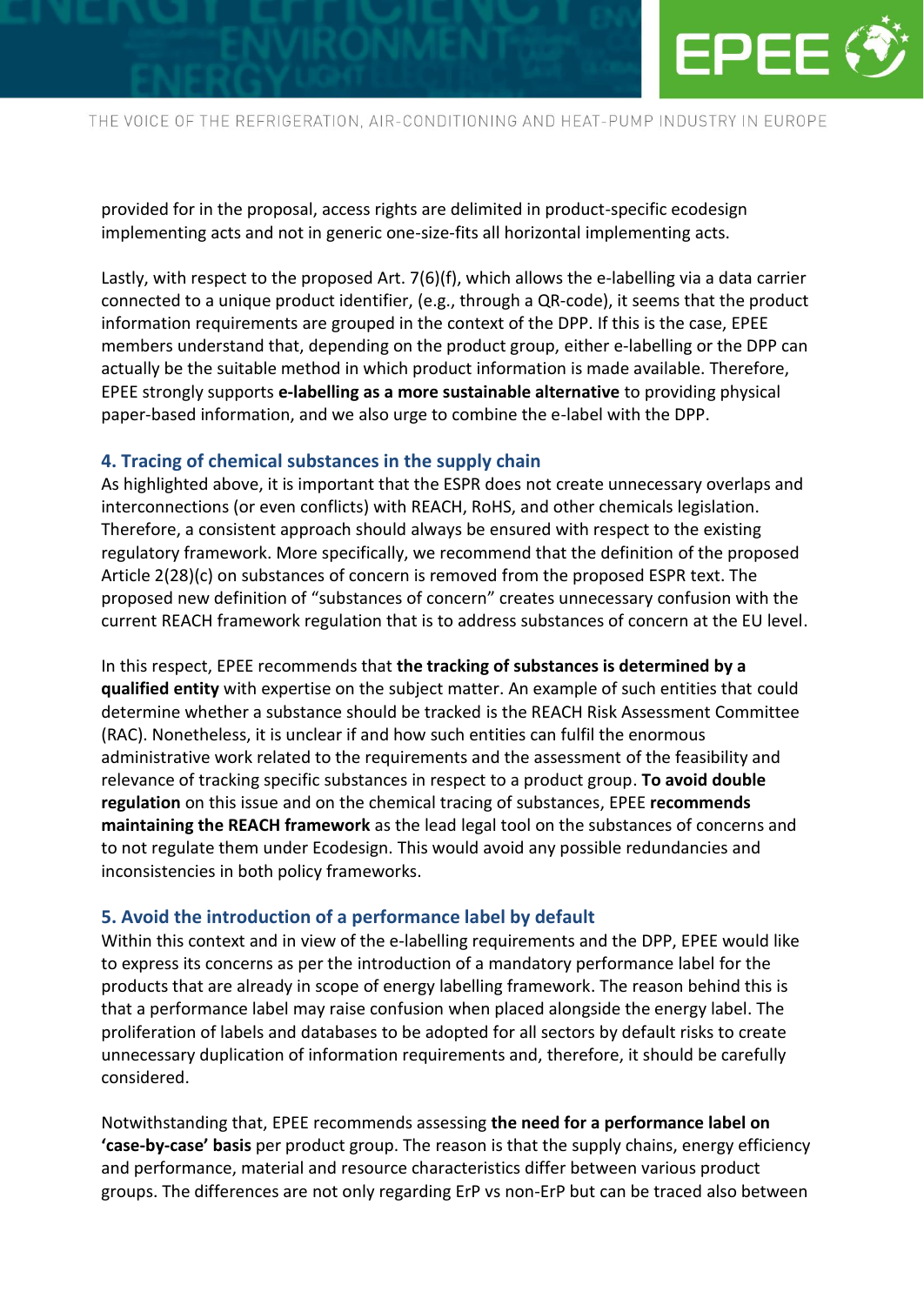provided for in the proposal, access rights are delimited in product-specific ecodesign implementing acts and not in generic one-size-fits all horizontal implementing acts.

Lastly, with respect to the proposed Art. 7(6)(f), which allows the e-labelling via a data carrier connected to a unique product identifier, (e.g., through a QR-code), it seems that the product information requirements are grouped in the context of the DPP. If this is the case, EPEE members understand that, depending on the product group, either e-labelling or the DPP can actually be the suitable method in which product information is made available. Therefore, EPEE strongly supports **e-labelling as a more sustainable alternative** to providing physical paper-based information, and we also urge to combine the e-label with the DPP.

### 4. Tracing of chemical substances in the supply chain

As highlighted above, it is important that the ESPR does not create unnecessary overlaps and interconnections (or even conflicts) with REACH, RoHS, and other chemicals legislation. Therefore, a consistent approach should always be ensured with respect to the existing regulatory framework. More specifically, we recommend that the definition of the proposed Article 2(28)(c) on substances of concern is removed from the proposed ESPR text. The proposed new definition of "substances of concern" creates unnecessary confusion with the current REACH framework regulation that is to address substances of concern at the EU level.

In this respect, EPEE recommends that **the tracking of substances is determined by a qualified entity** with expertise on the subject matter. An example of such entities that could determine whether a substance should be tracked is the REACH Risk Assessment Committee (RAC). Nonetheless, it is unclear if and how such entities can fulfil the enormous administrative work related to the requirements and the assessment of the feasibility and relevance of tracking specific substances in respect to a product group. **To avoid double regulation** on this issue and on the chemical tracing of substances, EPEE **recommends maintaining the REACH framework** as the lead legal tool on the substances of concerns and to not regulate them under Ecodesign. This would avoid any possible redundancies and inconsistencies in both policy frameworks.

### 5. Avoid the introduction of a performance label by default

Within this context and in view of the e-labelling requirements and the DPP, EPEE would like to express its concerns as per the introduction of a mandatory performance label for the products that are already in scope of energy labelling framework. The reason behind this is that a performance label may raise confusion when placed alongside the energy label. The proliferation of labels and databases to be adopted for all sectors by default risks to create unnecessary duplication of information requirements and, therefore, it should be carefully considered.

Notwithstanding that, EPEE recommends assessing **the need for a performance label on 'case-by-case' basis** per product group. The reason is that the supply chains, energy efficiency and performance, material and resource characteristics differ between various product groups. The differences are not only regarding ErP vs non-ErP but can be traced also between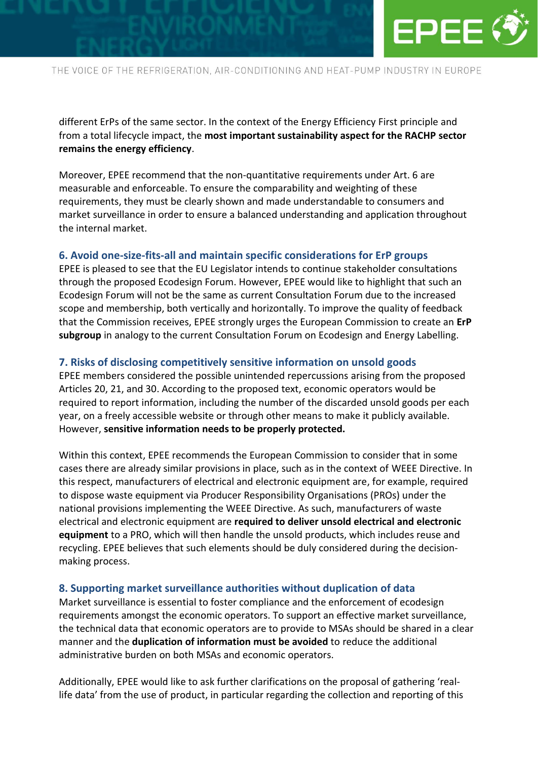different ErPs of the same sector. In the context of the Energy Efficiency First principle and from a total lifecycle impact, the **most important sustainability aspect for the RACHP sector remains the energy efficiency**.

Moreover, EPEE recommend that the non-quantitative requirements under Art. 6 are measurable and enforceable. To ensure the comparability and weighting of these requirements, they must be clearly shown and made understandable to consumers and market surveillance in order to ensure a balanced understanding and application throughout the internal market.

### 6. Avoid one-size-fits-all and maintain specific considerations for ErP groups

EPEE is pleased to see that the EU Legislator intends to continue stakeholder consultations through the proposed Ecodesign Forum. However, EPEE would like to highlight that such an Ecodesign Forum will not be the same as current Consultation Forum due to the increased scope and membership, both vertically and horizontally. To improve the quality of feedback that the Commission receives, EPEE strongly urges the European Commission to create an **ErP subgroup** in analogy to the current Consultation Forum on Ecodesign and Energy Labelling.

### 7. Risks of disclosing competitively sensitive information on unsold goods

EPEE members considered the possible unintended repercussions arising from the proposed Articles 20, 21, and 30. According to the proposed text, economic operators would be required to report information, including the number of the discarded unsold goods per each year, on a freely accessible website or through other means to make it publicly available. However, **sensitive information needs to be properly protected.**

Within this context, EPEE recommends the European Commission to consider that in some cases there are already similar provisions in place, such as in the context of WEEE Directive. In this respect, manufacturers of electrical and electronic equipment are, for example, required to dispose waste equipment via Producer Responsibility Organisations (PROs) under the national provisions implementing the WEEE Directive. As such, manufacturers of waste electrical and electronic equipment are **required to deliver unsold electrical and electronic equipment** to a PRO, which will then handle the unsold products, which includes reuse and recycling. EPEE believes that such elements should be duly considered during the decision-making process.

### 8. Supporting market surveillance authorities without duplication of data

Market surveillance is essential to foster compliance and the enforcement of ecodesign requirements amongst the economic operators. To support an effective market surveillance, the technical data that economic operators are to provide to MSAs should be shared in a clear manner and the **duplication of information must be avoided** to reduce the additional administrative burden on both MSAs and economic operators.

Additionally, EPEE would like to ask further clarifications on the proposal of gathering 'real-life data' from the use of product, in particular regarding the collection and reporting of this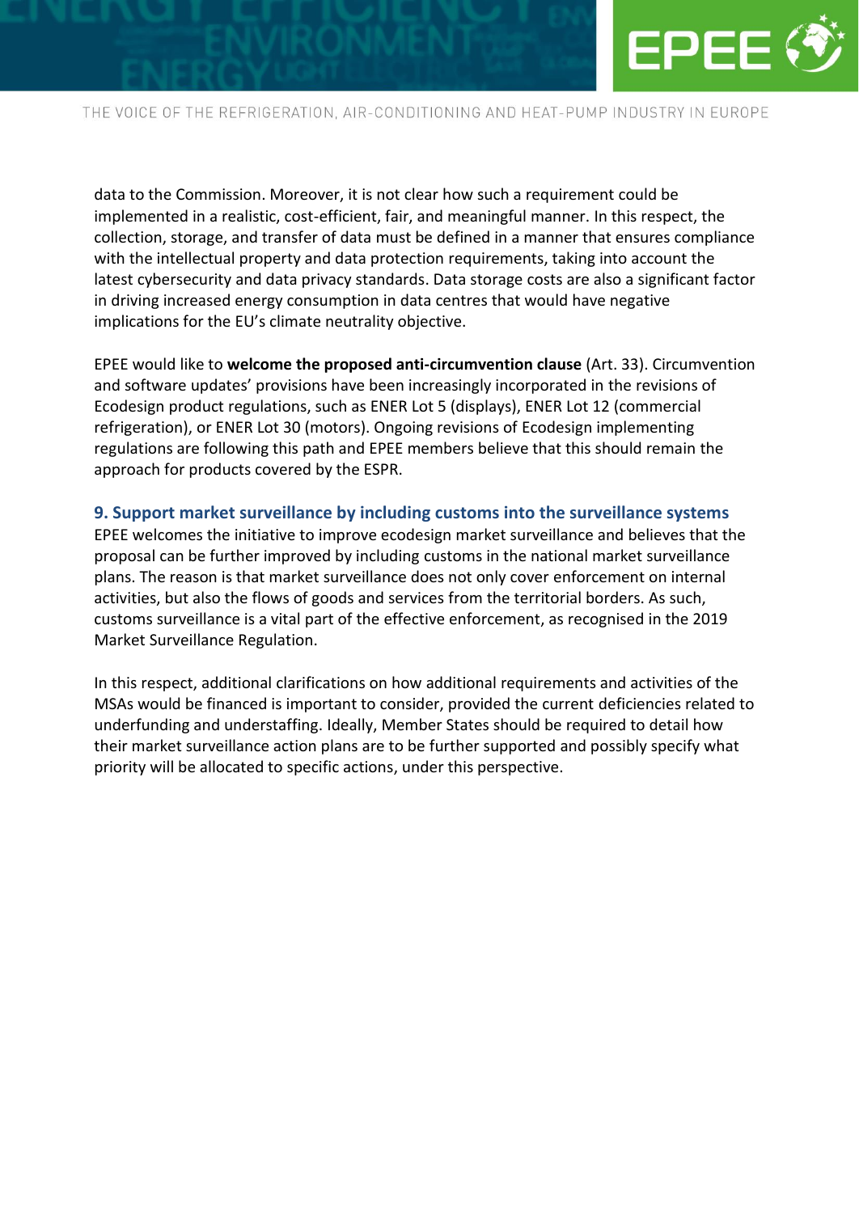data to the Commission. Moreover, it is not clear how such a requirement could be implemented in a realistic, cost-efficient, fair, and meaningful manner. In this respect, the collection, storage, and transfer of data must be defined in a manner that ensures compliance with the intellectual property and data protection requirements, taking into account the latest cybersecurity and data privacy standards. Data storage costs are also a significant factor in driving increased energy consumption in data centres that would have negative implications for the EU's climate neutrality objective.

EPEE would like to **welcome the proposed anti-circumvention clause** (Art. 33). Circumvention and software updates' provisions have been increasingly incorporated in the revisions of Ecodesign product regulations, such as ENER Lot 5 (displays), ENER Lot 12 (commercial refrigeration), or ENER Lot 30 (motors). Ongoing revisions of Ecodesign implementing regulations are following this path and EPEE members believe that this should remain the approach for products covered by the ESPR.

### 9. Support market surveillance by including customs into the surveillance systems

EPEE welcomes the initiative to improve ecodesign market surveillance and believes that the proposal can be further improved by including customs in the national market surveillance plans. The reason is that market surveillance does not only cover enforcement on internal activities, but also the flows of goods and services from the territorial borders. As such, customs surveillance is a vital part of the effective enforcement, as recognised in the 2019 Market Surveillance Regulation.

In this respect, additional clarifications on how additional requirements and activities of the MSAs would be financed is important to consider, provided the current deficiencies related to underfunding and understaffing. Ideally, Member States should be required to detail how their market surveillance action plans are to be further supported and possibly specify what priority will be allocated to specific actions, under this perspective.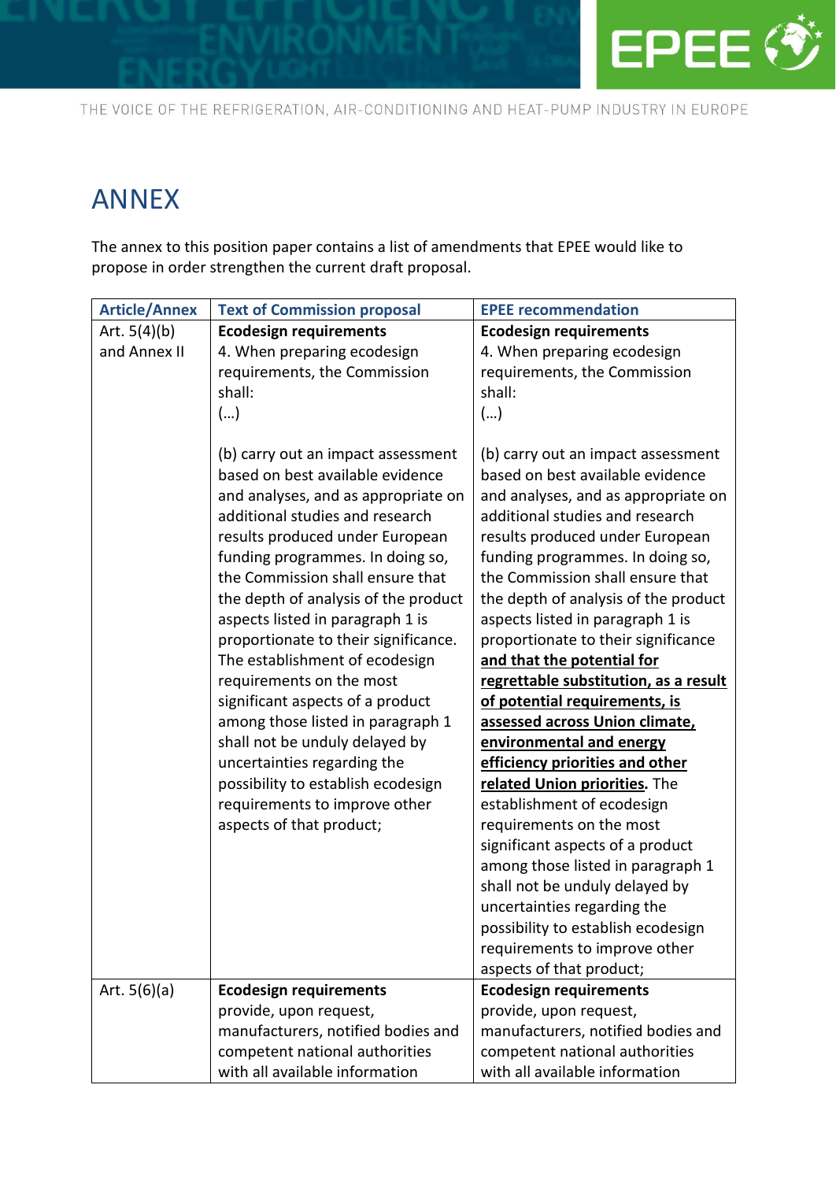# ANNEX

The annex to this position paper contains a list of amendments that EPEE would like to propose in order strengthen the current draft proposal.

| Article/Annex | Text of Commission proposal | EPEE recommendation |
| --- | --- | --- |
| Art. 5(4)(b) and Annex II | **Ecodesign requirements**<br>4. When preparing ecodesign requirements, the Commission shall:<br>(…)<br><br>(b) carry out an impact assessment based on best available evidence and analyses, and as appropriate on additional studies and research results produced under European funding programmes. In doing so, the Commission shall ensure that the depth of analysis of the product aspects listed in paragraph 1 is proportionate to their significance. The establishment of ecodesign requirements on the most significant aspects of a product among those listed in paragraph 1 shall not be unduly delayed by uncertainties regarding the possibility to establish ecodesign requirements to improve other aspects of that product; | **Ecodesign requirements**<br>4. When preparing ecodesign requirements, the Commission shall:<br>(…)<br><br>(b) carry out an impact assessment based on best available evidence and analyses, and as appropriate on additional studies and research results produced under European funding programmes. In doing so, the Commission shall ensure that the depth of analysis of the product aspects listed in paragraph 1 is proportionate to their significance **and that the potential for regrettable substitution, as a result of potential requirements, is assessed across Union climate, environmental and energy efficiency priorities and other related Union priorities***.* The establishment of ecodesign requirements on the most significant aspects of a product among those listed in paragraph 1 shall not be unduly delayed by uncertainties regarding the possibility to establish ecodesign requirements to improve other aspects of that product; |
| Art. 5(6)(a) | **Ecodesign requirements**<br>provide, upon request, manufacturers, notified bodies and competent national authorities with all available information | **Ecodesign requirements**<br>provide, upon request, manufacturers, notified bodies and competent national authorities with all available information |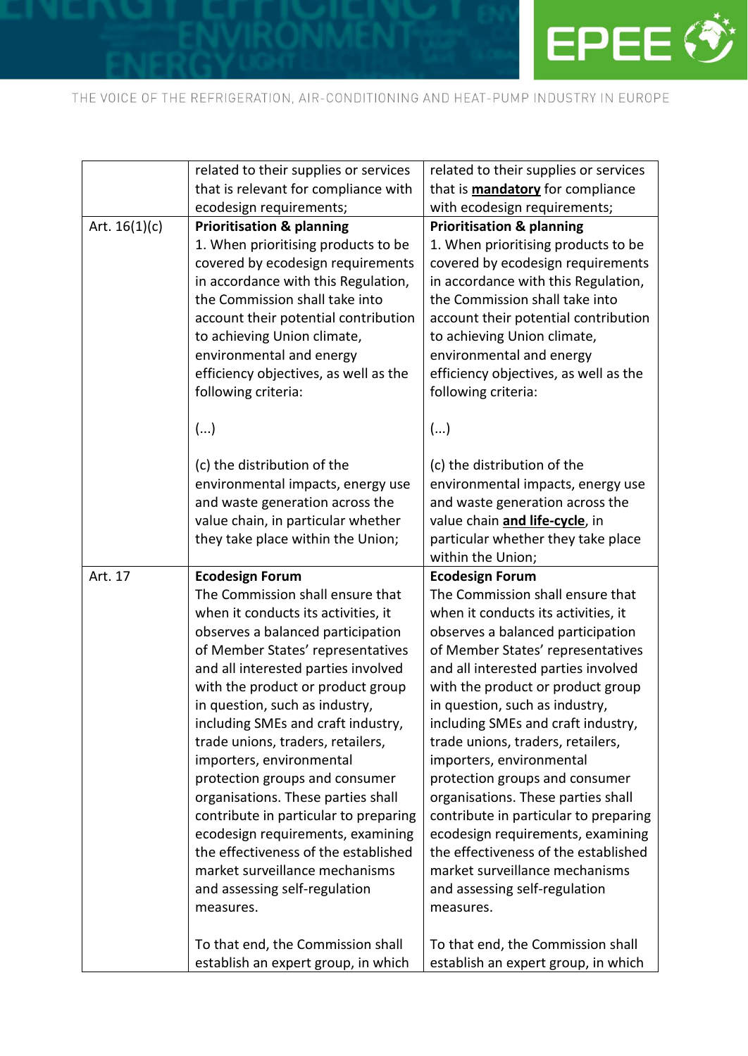| | | |
|---|---|---|
| | related to their supplies or services that is relevant for compliance with ecodesign requirements; | related to their supplies or services that is **mandatory** for compliance with ecodesign requirements; |
| Art. 16(1)(c) | **Prioritisation & planning**<br>1. When prioritising products to be covered by ecodesign requirements in accordance with this Regulation, the Commission shall take into account their potential contribution to achieving Union climate, environmental and energy efficiency objectives, as well as the following criteria:<br><br>(...)<br><br>(c) the distribution of the environmental impacts, energy use and waste generation across the value chain, in particular whether they take place within the Union; | **Prioritisation & planning**<br>1. When prioritising products to be covered by ecodesign requirements in accordance with this Regulation, the Commission shall take into account their potential contribution to achieving Union climate, environmental and energy efficiency objectives, as well as the following criteria:<br><br>(...)<br><br>(c) the distribution of the environmental impacts, energy use and waste generation across the value chain **and life-cycle**, in particular whether they take place within the Union; |
| Art. 17 | **Ecodesign Forum**<br>The Commission shall ensure that when it conducts its activities, it observes a balanced participation of Member States' representatives and all interested parties involved with the product or product group in question, such as industry, including SMEs and craft industry, trade unions, traders, retailers, importers, environmental protection groups and consumer organisations. These parties shall contribute in particular to preparing ecodesign requirements, examining the effectiveness of the established market surveillance mechanisms and assessing self-regulation measures.<br><br>To that end, the Commission shall establish an expert group, in which | **Ecodesign Forum**<br>The Commission shall ensure that when it conducts its activities, it observes a balanced participation of Member States' representatives and all interested parties involved with the product or product group in question, such as industry, including SMEs and craft industry, trade unions, traders, retailers, importers, environmental protection groups and consumer organisations. These parties shall contribute in particular to preparing ecodesign requirements, examining the effectiveness of the established market surveillance mechanisms and assessing self-regulation measures.<br><br>To that end, the Commission shall establish an expert group, in which |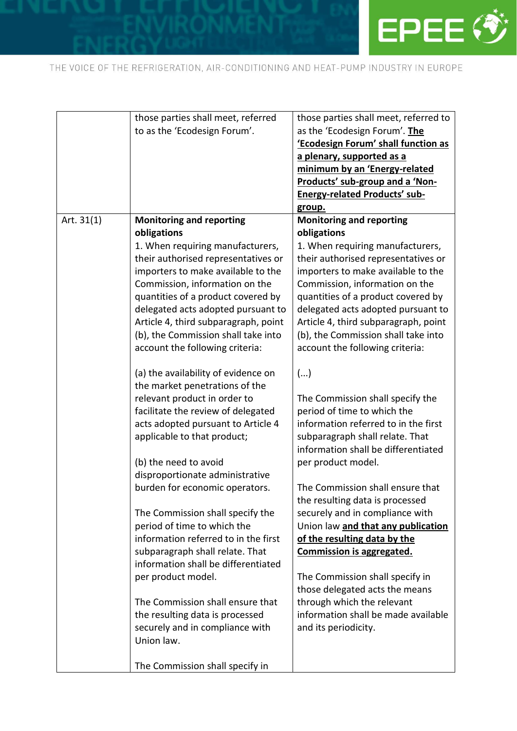| | | |
|---|---|---|
| | those parties shall meet, referred to as the 'Ecodesign Forum'. | those parties shall meet, referred to as the 'Ecodesign Forum'. **The 'Ecodesign Forum' shall function as a plenary, supported as a minimum by an 'Energy-related Products' sub-group and a 'Non-Energy-related Products' sub-group.** |
| Art. 31(1) | **Monitoring and reporting obligations**<br>1. When requiring manufacturers, their authorised representatives or importers to make available to the Commission, information on the quantities of a product covered by delegated acts adopted pursuant to Article 4, third subparagraph, point (b), the Commission shall take into account the following criteria:<br><br>(a) the availability of evidence on the market penetrations of the relevant product in order to facilitate the review of delegated acts adopted pursuant to Article 4 applicable to that product;<br><br>(b) the need to avoid disproportionate administrative burden for economic operators.<br><br>The Commission shall specify the period of time to which the information referred to in the first subparagraph shall relate. That information shall be differentiated per product model.<br><br>The Commission shall ensure that the resulting data is processed securely and in compliance with Union law.<br><br>The Commission shall specify in | **Monitoring and reporting obligations**<br>1. When requiring manufacturers, their authorised representatives or importers to make available to the Commission, information on the quantities of a product covered by delegated acts adopted pursuant to Article 4, third subparagraph, point (b), the Commission shall take into account the following criteria:<br><br>(...)<br><br>The Commission shall specify the period of time to which the information referred to in the first subparagraph shall relate. That information shall be differentiated per product model.<br><br>The Commission shall ensure that the resulting data is processed securely and in compliance with Union law **and that any publication of the resulting data by the Commission is aggregated.**<br><br>The Commission shall specify in those delegated acts the means through which the relevant information shall be made available and its periodicity. |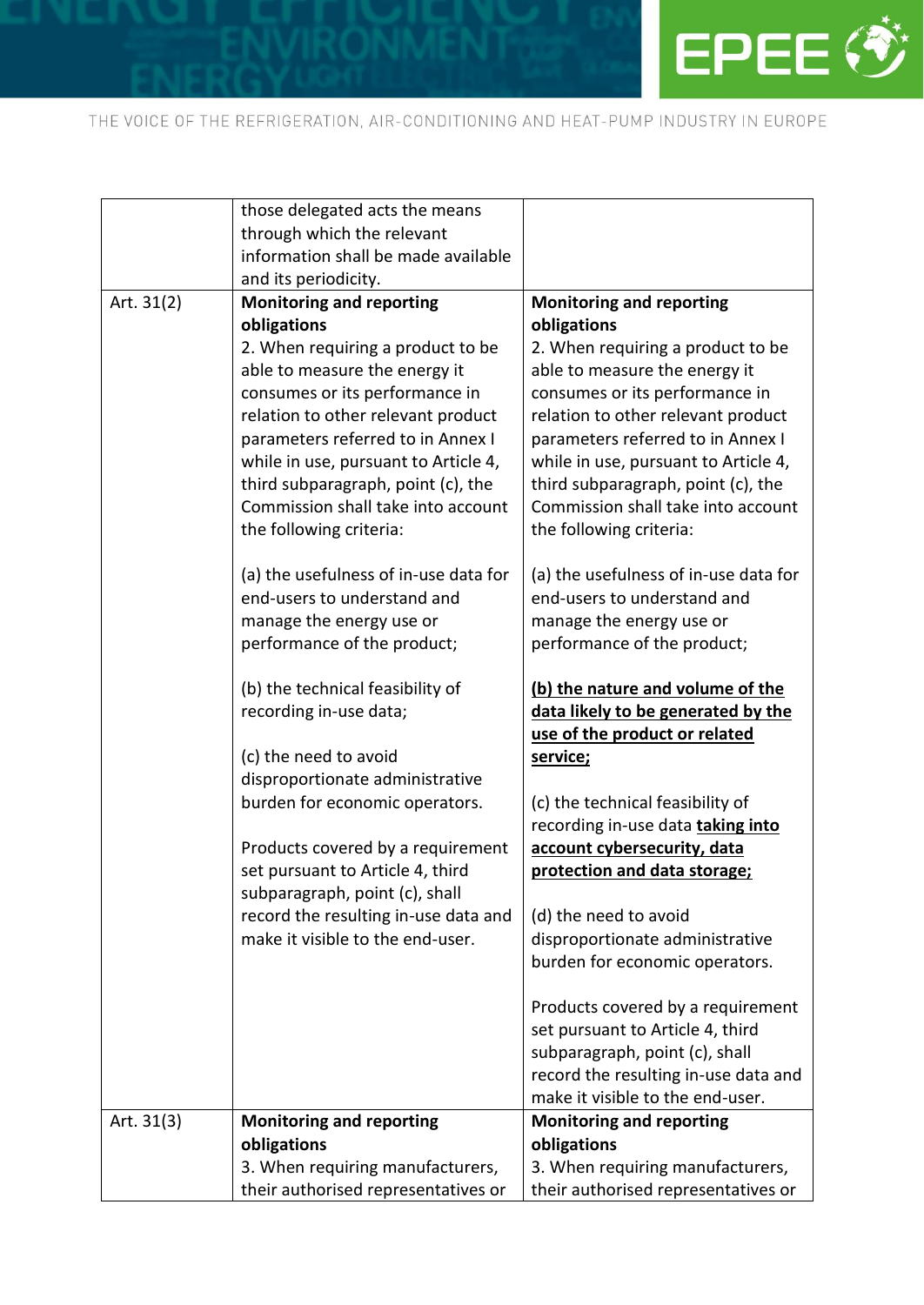| | | |
|---|---|---|
| | those delegated acts the means through which the relevant information shall be made available and its periodicity. | |
| Art. 31(2) | **Monitoring and reporting obligations**<br>2. When requiring a product to be able to measure the energy it consumes or its performance in relation to other relevant product parameters referred to in Annex I while in use, pursuant to Article 4, third subparagraph, point (c), the Commission shall take into account the following criteria:<br><br>(a) the usefulness of in-use data for end-users to understand and manage the energy use or performance of the product;<br><br>(b) the technical feasibility of recording in-use data;<br><br>(c) the need to avoid disproportionate administrative burden for economic operators.<br><br>Products covered by a requirement set pursuant to Article 4, third subparagraph, point (c), shall record the resulting in-use data and make it visible to the end-user. | **Monitoring and reporting obligations**<br>2. When requiring a product to be able to measure the energy it consumes or its performance in relation to other relevant product parameters referred to in Annex I while in use, pursuant to Article 4, third subparagraph, point (c), the Commission shall take into account the following criteria:<br><br>(a) the usefulness of in-use data for end-users to understand and manage the energy use or performance of the product;<br><br>**(b) the nature and volume of the data likely to be generated by the use of the product or related service;**<br><br>(c) the technical feasibility of recording in-use data **taking into account cybersecurity, data protection and data storage;**<br><br>(d) the need to avoid disproportionate administrative burden for economic operators.<br><br>Products covered by a requirement set pursuant to Article 4, third subparagraph, point (c), shall record the resulting in-use data and make it visible to the end-user. |
| Art. 31(3) | **Monitoring and reporting obligations**<br>3. When requiring manufacturers, their authorised representatives or | **Monitoring and reporting obligations**<br>3. When requiring manufacturers, their authorised representatives or |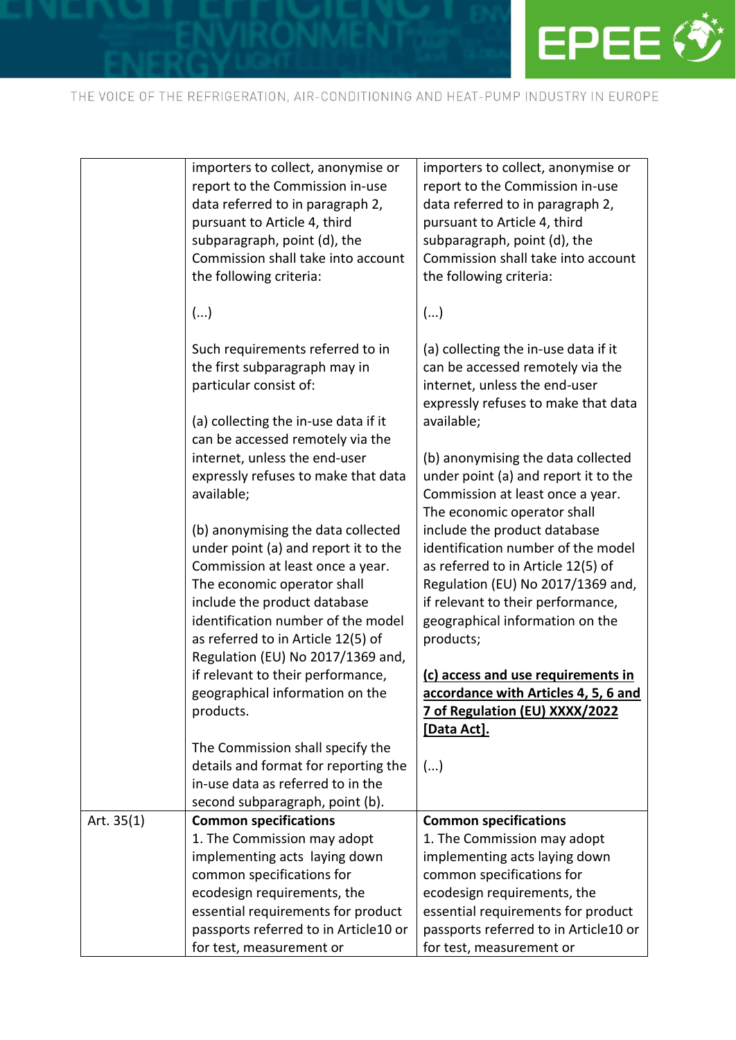| | | |
|---|---|---|
| | importers to collect, anonymise or report to the Commission in-use data referred to in paragraph 2, pursuant to Article 4, third subparagraph, point (d), the Commission shall take into account the following criteria:<br><br>(...)<br><br>Such requirements referred to in the first subparagraph may in particular consist of:<br><br>(a) collecting the in-use data if it can be accessed remotely via the internet, unless the end-user expressly refuses to make that data available;<br><br>(b) anonymising the data collected under point (a) and report it to the Commission at least once a year. The economic operator shall include the product database identification number of the model as referred to in Article 12(5) of Regulation (EU) No 2017/1369 and, if relevant to their performance, geographical information on the products.<br><br>The Commission shall specify the details and format for reporting the in-use data as referred to in the second subparagraph, point (b). | importers to collect, anonymise or report to the Commission in-use data referred to in paragraph 2, pursuant to Article 4, third subparagraph, point (d), the Commission shall take into account the following criteria:<br><br>(...)<br><br>(a) collecting the in-use data if it can be accessed remotely via the internet, unless the end-user expressly refuses to make that data available;<br><br>(b) anonymising the data collected under point (a) and report it to the Commission at least once a year. The economic operator shall include the product database identification number of the model as referred to in Article 12(5) of Regulation (EU) No 2017/1369 and, if relevant to their performance, geographical information on the products;<br><br>**(c) access and use requirements in accordance with Articles 4, 5, 6 and 7 of Regulation (EU) XXXX/2022 [Data Act].**<br><br>(...) |
| Art. 35(1) | **Common specifications**<br>1. The Commission may adopt implementing acts laying down common specifications for ecodesign requirements, the essential requirements for product passports referred to in Article10 or for test, measurement or | **Common specifications**<br>1. The Commission may adopt implementing acts laying down common specifications for ecodesign requirements, the essential requirements for product passports referred to in Article10 or for test, measurement or |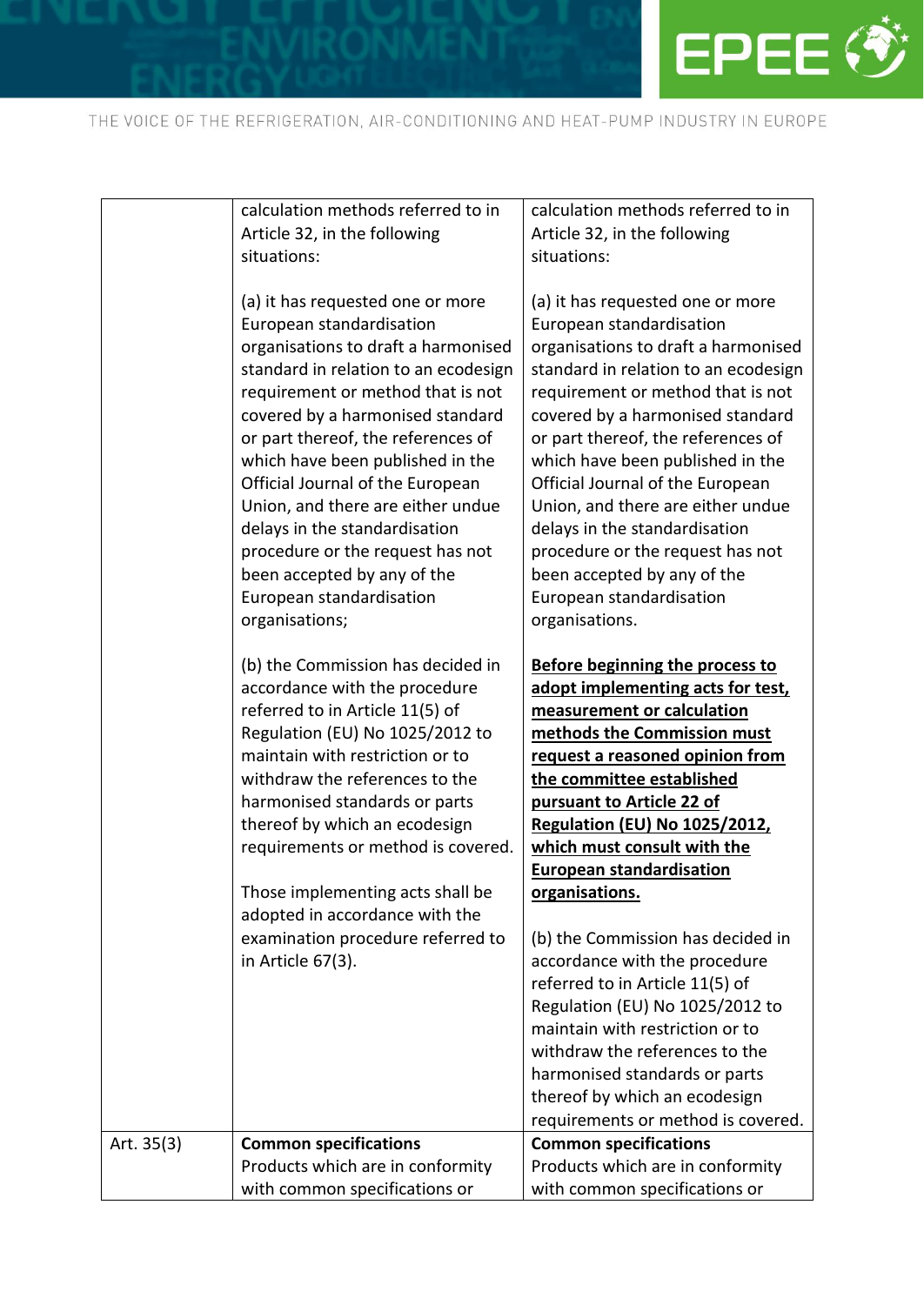| | | |
|---|---|---|
| | calculation methods referred to in Article 32, in the following situations:<br><br>(a) it has requested one or more European standardisation organisations to draft a harmonised standard in relation to an ecodesign requirement or method that is not covered by a harmonised standard or part thereof, the references of which have been published in the Official Journal of the European Union, and there are either undue delays in the standardisation procedure or the request has not been accepted by any of the European standardisation organisations;<br><br>(b) the Commission has decided in accordance with the procedure referred to in Article 11(5) of Regulation (EU) No 1025/2012 to maintain with restriction or to withdraw the references to the harmonised standards or parts thereof by which an ecodesign requirements or method is covered.<br><br>Those implementing acts shall be adopted in accordance with the examination procedure referred to in Article 67(3). | calculation methods referred to in Article 32, in the following situations:<br><br>(a) it has requested one or more European standardisation organisations to draft a harmonised standard in relation to an ecodesign requirement or method that is not covered by a harmonised standard or part thereof, the references of which have been published in the Official Journal of the European Union, and there are either undue delays in the standardisation procedure or the request has not been accepted by any of the European standardisation organisations.<br><br>**Before beginning the process to adopt implementing acts for test, measurement or calculation methods the Commission must request a reasoned opinion from the committee established pursuant to Article 22 of Regulation (EU) No 1025/2012, which must consult with the European standardisation organisations.**<br><br>(b) the Commission has decided in accordance with the procedure referred to in Article 11(5) of Regulation (EU) No 1025/2012 to maintain with restriction or to withdraw the references to the harmonised standards or parts thereof by which an ecodesign requirements or method is covered. |
| Art. 35(3) | **Common specifications**<br>Products which are in conformity with common specifications or | **Common specifications**<br>Products which are in conformity with common specifications or |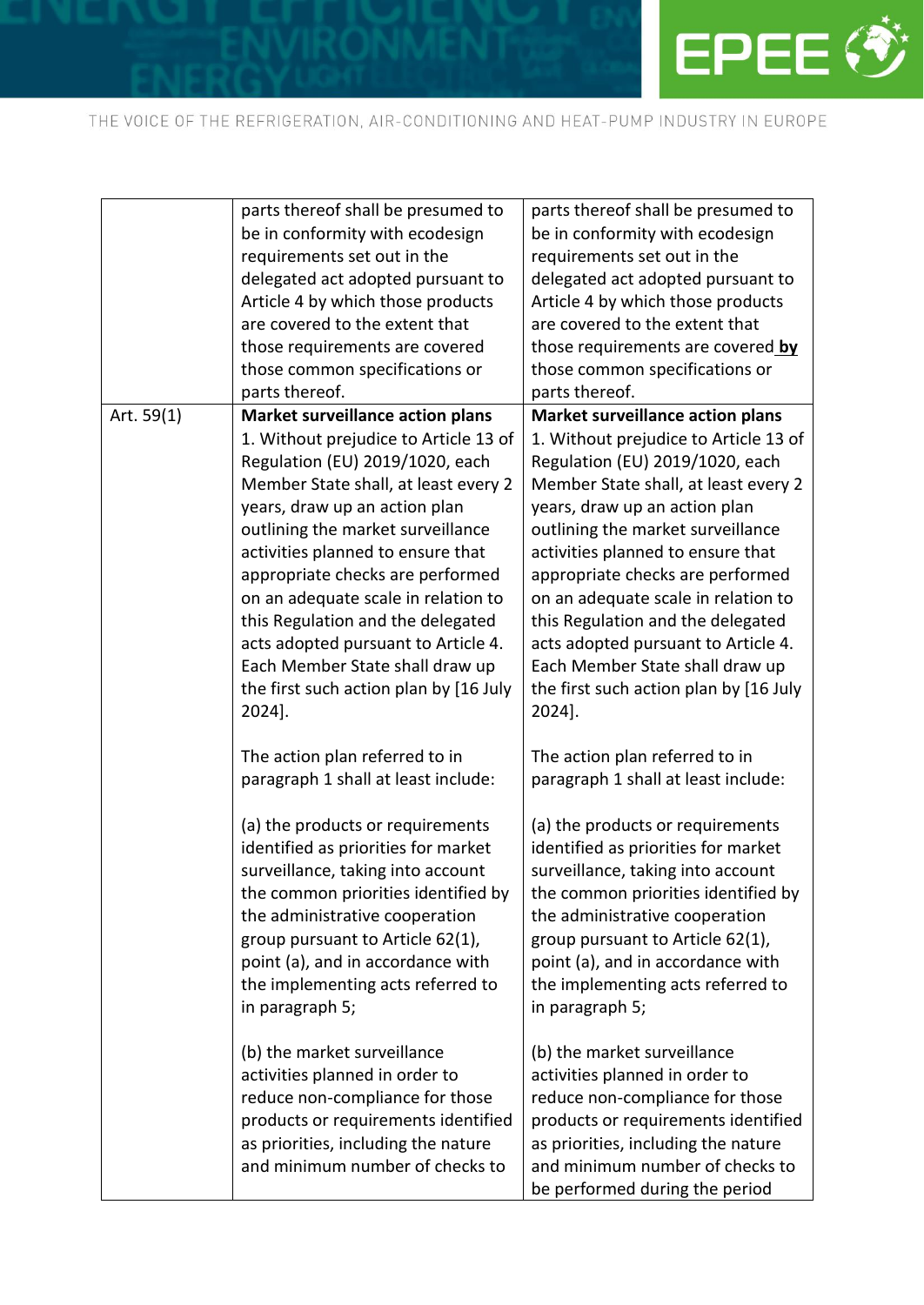| | | |
|---|---|---|
| | parts thereof shall be presumed to be in conformity with ecodesign requirements set out in the delegated act adopted pursuant to Article 4 by which those products are covered to the extent that those requirements are covered those common specifications or parts thereof. | parts thereof shall be presumed to be in conformity with ecodesign requirements set out in the delegated act adopted pursuant to Article 4 by which those products are covered to the extent that those requirements are covered **by** those common specifications or parts thereof. |
| Art. 59(1) | **Market surveillance action plans**<br>1. Without prejudice to Article 13 of Regulation (EU) 2019/1020, each Member State shall, at least every 2 years, draw up an action plan outlining the market surveillance activities planned to ensure that appropriate checks are performed on an adequate scale in relation to this Regulation and the delegated acts adopted pursuant to Article 4. Each Member State shall draw up the first such action plan by [16 July 2024].<br><br>The action plan referred to in paragraph 1 shall at least include:<br><br>(a) the products or requirements identified as priorities for market surveillance, taking into account the common priorities identified by the administrative cooperation group pursuant to Article 62(1), point (a), and in accordance with the implementing acts referred to in paragraph 5;<br><br>(b) the market surveillance activities planned in order to reduce non-compliance for those products or requirements identified as priorities, including the nature and minimum number of checks to | **Market surveillance action plans**<br>1. Without prejudice to Article 13 of Regulation (EU) 2019/1020, each Member State shall, at least every 2 years, draw up an action plan outlining the market surveillance activities planned to ensure that appropriate checks are performed on an adequate scale in relation to this Regulation and the delegated acts adopted pursuant to Article 4. Each Member State shall draw up the first such action plan by [16 July 2024].<br><br>The action plan referred to in paragraph 1 shall at least include:<br><br>(a) the products or requirements identified as priorities for market surveillance, taking into account the common priorities identified by the administrative cooperation group pursuant to Article 62(1), point (a), and in accordance with the implementing acts referred to in paragraph 5;<br><br>(b) the market surveillance activities planned in order to reduce non-compliance for those products or requirements identified as priorities, including the nature and minimum number of checks to be performed during the period |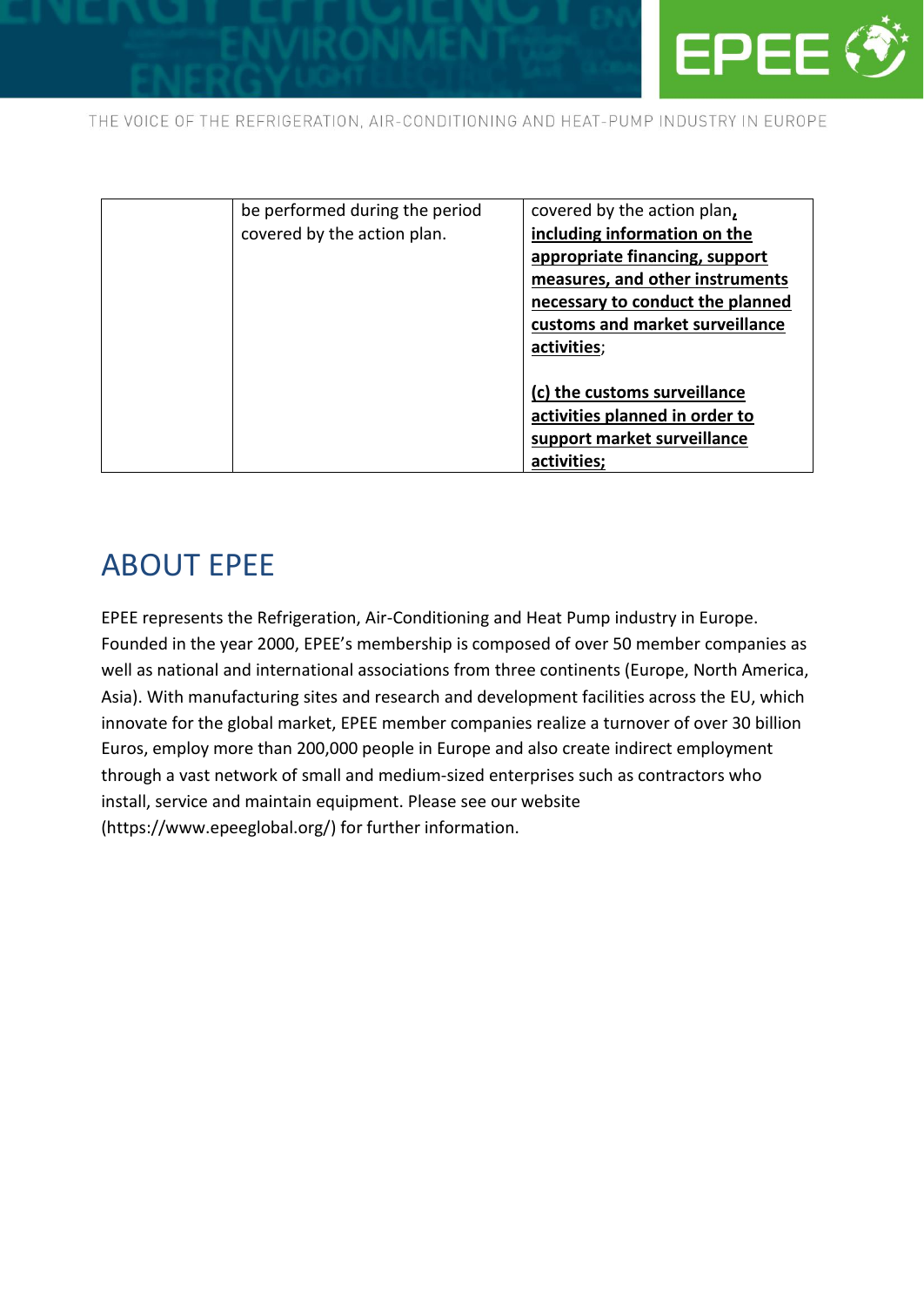| | | |
|---|---|---|
| | be performed during the period covered by the action plan. | covered by the action plan**<u>,</u>** **<u>including information on the appropriate financing, support measures, and other instruments necessary to conduct the planned customs and market surveillance activities</u>**;<br><br>**<u>(c) the customs surveillance activities planned in order to support market surveillance activities;</u>** |

## ABOUT EPEE

EPEE represents the Refrigeration, Air-Conditioning and Heat Pump industry in Europe. Founded in the year 2000, EPEE's membership is composed of over 50 member companies as well as national and international associations from three continents (Europe, North America, Asia). With manufacturing sites and research and development facilities across the EU, which innovate for the global market, EPEE member companies realize a turnover of over 30 billion Euros, employ more than 200,000 people in Europe and also create indirect employment through a vast network of small and medium-sized enterprises such as contractors who install, service and maintain equipment. Please see our website (https://www.epeeglobal.org/) for further information.